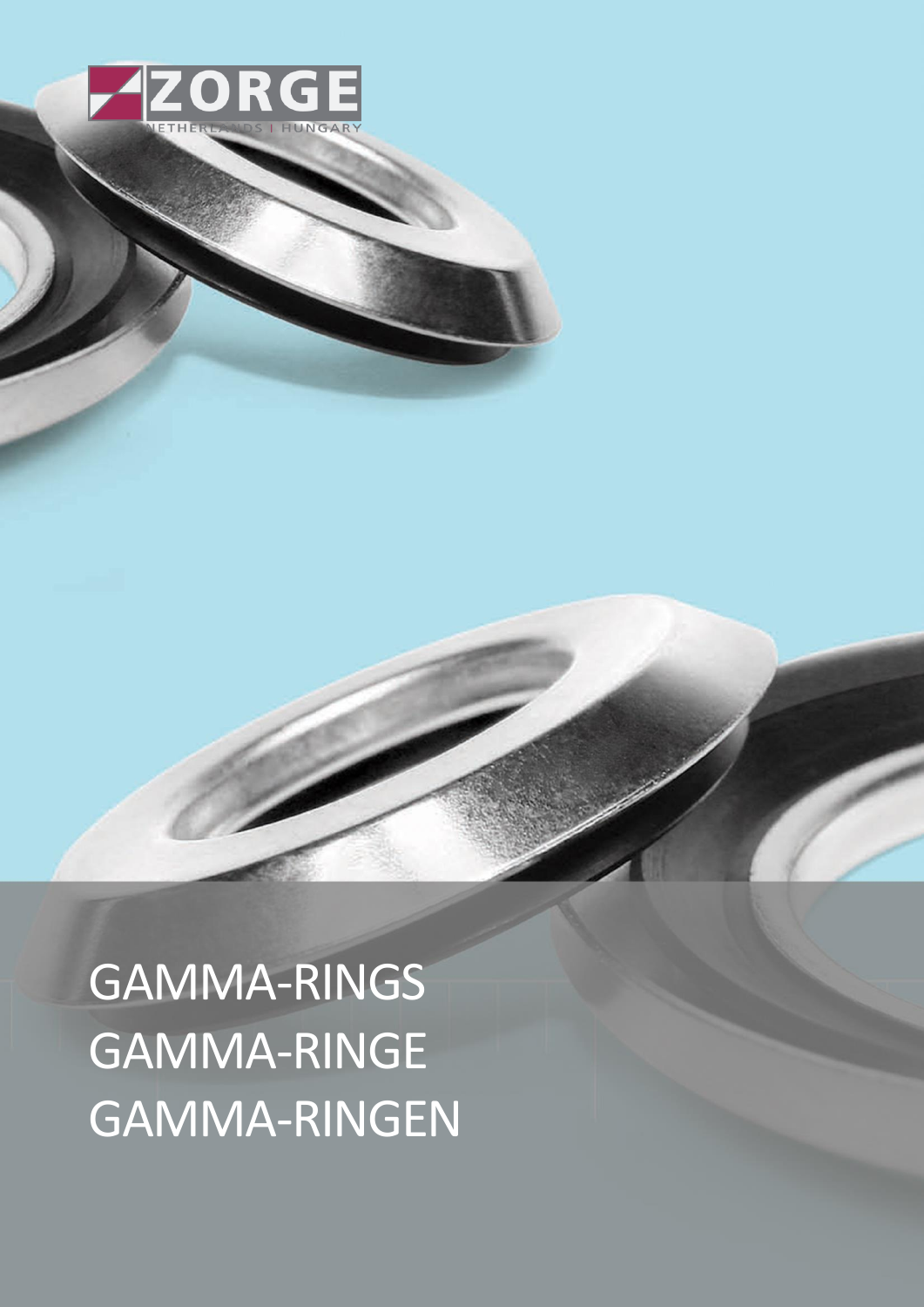ZORGE

NETHERLANDS | HUNGARY

# GAMMA-RINGS
# GAMMA-RINGE
# GAMMA-RINGEN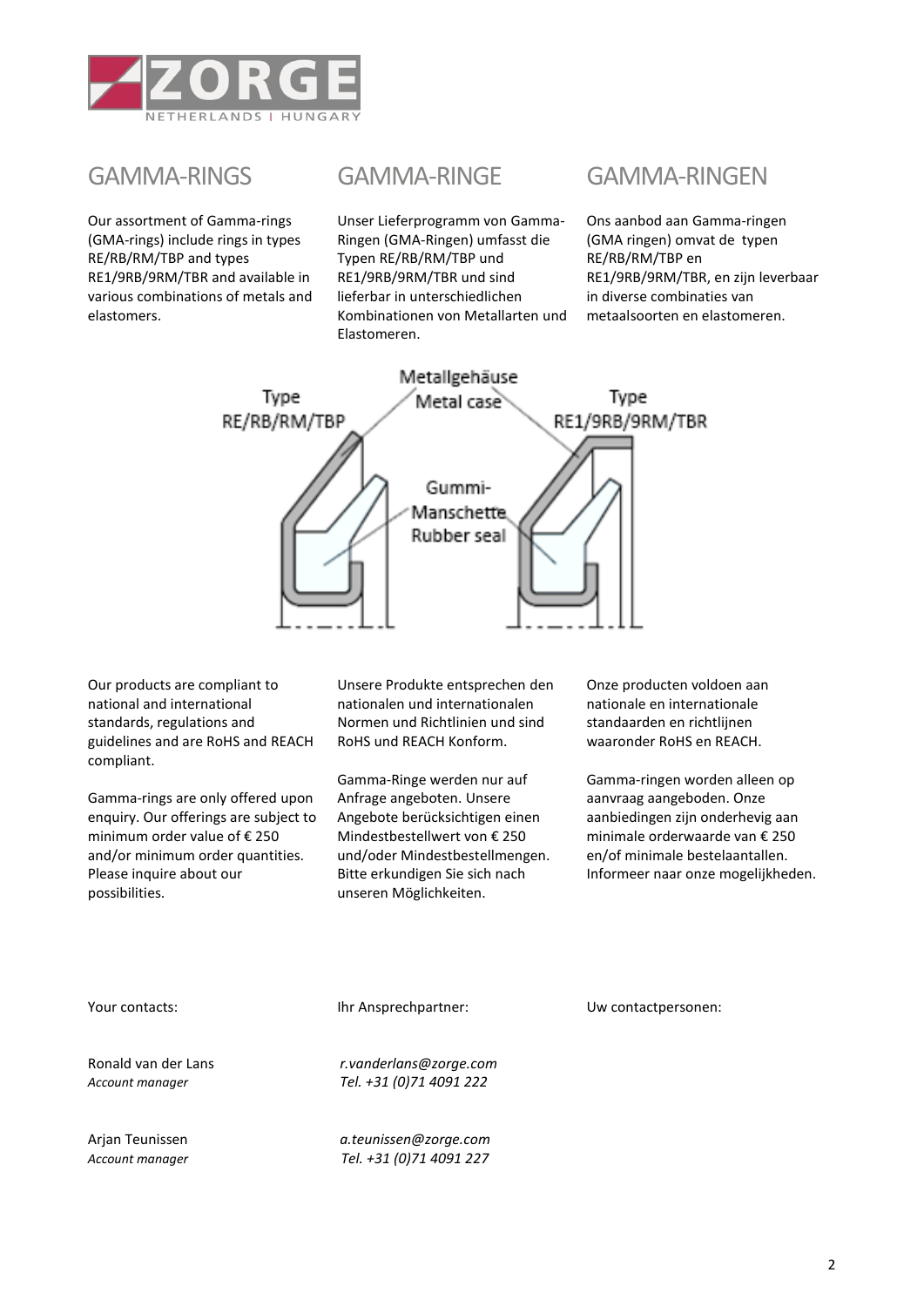## GAMMA-RINGS

Our assortment of Gamma-rings (GMA-rings) include rings in types RE/RB/RM/TBP and types RE1/9RB/9RM/TBR and available in various combinations of metals and elastomers.

## GAMMA-RINGE

Unser Lieferprogramm von Gamma-Ringen (GMA-Ringen) umfasst die Typen RE/RB/RM/TBP und RE1/9RB/9RM/TBR und sind lieferbar in unterschiedlichen Kombinationen von Metallarten und Elastomeren.

## GAMMA-RINGEN

Ons aanbod aan Gamma-ringen (GMA ringen) omvat de typen RE/RB/RM/TBP en RE1/9RB/9RM/TBR, en zijn leverbaar in diverse combinaties van metaalsoorten en elastomeren.

Our products are compliant to national and international standards, regulations and guidelines and are RoHS and REACH compliant.

Gamma-rings are only offered upon enquiry. Our offerings are subject to minimum order value of € 250 and/or minimum order quantities. Please inquire about our possibilities.

Unsere Produkte entsprechen den nationalen und internationalen Normen und Richtlinien und sind RoHS und REACH Konform.

Gamma-Ringe werden nur auf Anfrage angeboten. Unsere Angebote berücksichtigen einen Mindestbestellwert von € 250 und/oder Mindestbestellmengen. Bitte erkundigen Sie sich nach unseren Möglichkeiten.

Onze producten voldoen aan nationale en internationale standaarden en richtlijnen waaronder RoHS en REACH.

Gamma-ringen worden alleen op aanvraag aangeboden. Onze aanbiedingen zijn onderhevig aan minimale orderwaarde van € 250 en/of minimale bestelaantallen. Informeer naar onze mogelijkheden.

Your contacts: / Ihr Ansprechpartner: / Uw contactpersonen:

Ronald van der Lans
*Account manager*
*r.vanderlans@zorge.com*
*Tel. +31 (0)71 4091 222*

Arjan Teunissen
*Account manager*
*a.teunissen@zorge.com*
*Tel. +31 (0)71 4091 227*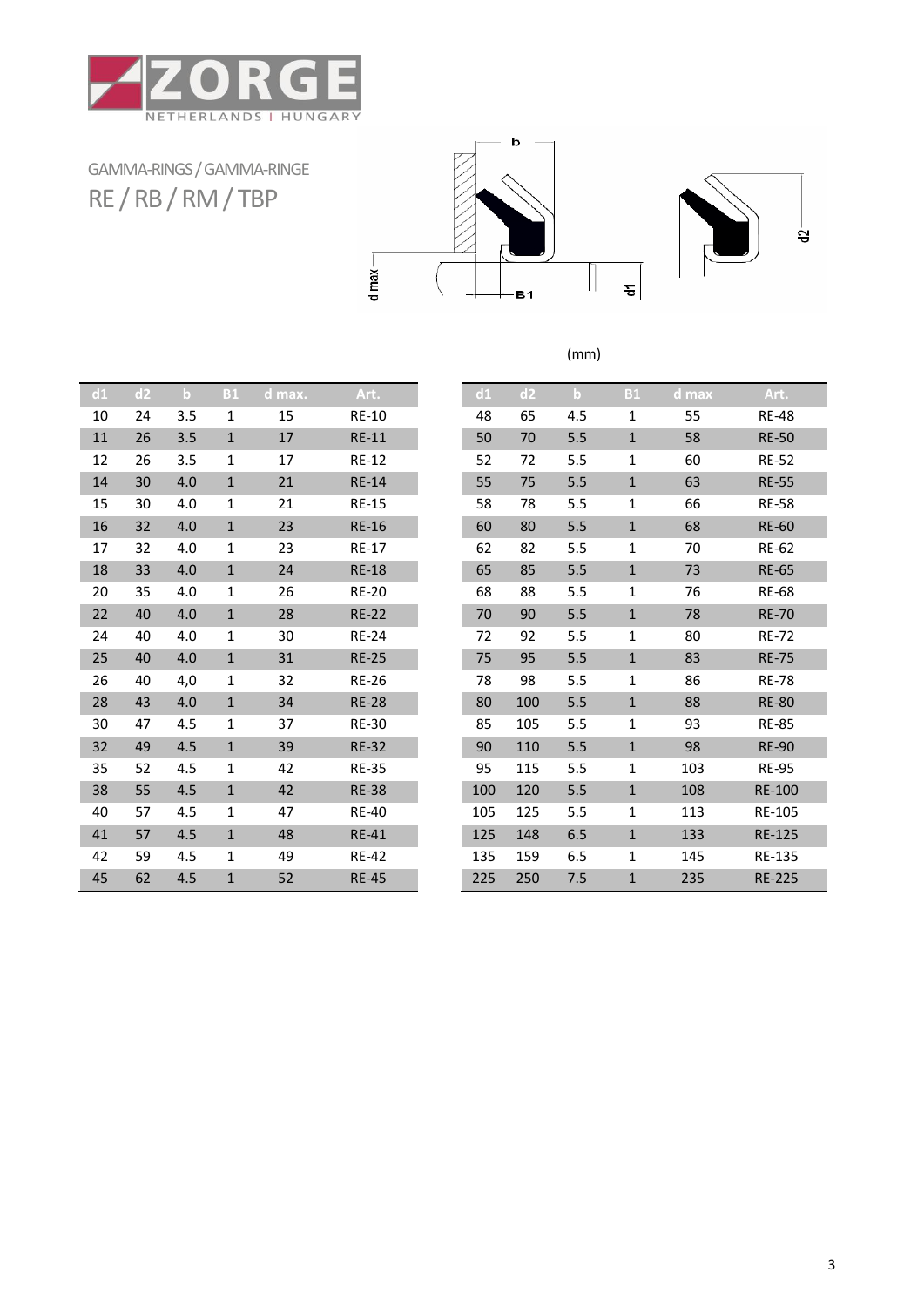GAMMA-RINGS / GAMMA-RINGE

# RE / RB / RM / TBP

(mm)

| d1 | d2 | b | B1 | d max. | Art. |
|---|---|---|---|---|---|
| 10 | 24 | 3.5 | 1 | 15 | RE-10 |
| 11 | 26 | 3.5 | 1 | 17 | RE-11 |
| 12 | 26 | 3.5 | 1 | 17 | RE-12 |
| 14 | 30 | 4.0 | 1 | 21 | RE-14 |
| 15 | 30 | 4.0 | 1 | 21 | RE-15 |
| 16 | 32 | 4.0 | 1 | 23 | RE-16 |
| 17 | 32 | 4.0 | 1 | 23 | RE-17 |
| 18 | 33 | 4.0 | 1 | 24 | RE-18 |
| 20 | 35 | 4.0 | 1 | 26 | RE-20 |
| 22 | 40 | 4.0 | 1 | 28 | RE-22 |
| 24 | 40 | 4.0 | 1 | 30 | RE-24 |
| 25 | 40 | 4.0 | 1 | 31 | RE-25 |
| 26 | 40 | 4,0 | 1 | 32 | RE-26 |
| 28 | 43 | 4.0 | 1 | 34 | RE-28 |
| 30 | 47 | 4.5 | 1 | 37 | RE-30 |
| 32 | 49 | 4.5 | 1 | 39 | RE-32 |
| 35 | 52 | 4.5 | 1 | 42 | RE-35 |
| 38 | 55 | 4.5 | 1 | 42 | RE-38 |
| 40 | 57 | 4.5 | 1 | 47 | RE-40 |
| 41 | 57 | 4.5 | 1 | 48 | RE-41 |
| 42 | 59 | 4.5 | 1 | 49 | RE-42 |
| 45 | 62 | 4.5 | 1 | 52 | RE-45 |

| d1 | d2 | b | B1 | d max | Art. |
|---|---|---|---|---|---|
| 48 | 65 | 4.5 | 1 | 55 | RE-48 |
| 50 | 70 | 5.5 | 1 | 58 | RE-50 |
| 52 | 72 | 5.5 | 1 | 60 | RE-52 |
| 55 | 75 | 5.5 | 1 | 63 | RE-55 |
| 58 | 78 | 5.5 | 1 | 66 | RE-58 |
| 60 | 80 | 5.5 | 1 | 68 | RE-60 |
| 62 | 82 | 5.5 | 1 | 70 | RE-62 |
| 65 | 85 | 5.5 | 1 | 73 | RE-65 |
| 68 | 88 | 5.5 | 1 | 76 | RE-68 |
| 70 | 90 | 5.5 | 1 | 78 | RE-70 |
| 72 | 92 | 5.5 | 1 | 80 | RE-72 |
| 75 | 95 | 5.5 | 1 | 83 | RE-75 |
| 78 | 98 | 5.5 | 1 | 86 | RE-78 |
| 80 | 100 | 5.5 | 1 | 88 | RE-80 |
| 85 | 105 | 5.5 | 1 | 93 | RE-85 |
| 90 | 110 | 5.5 | 1 | 98 | RE-90 |
| 95 | 115 | 5.5 | 1 | 103 | RE-95 |
| 100 | 120 | 5.5 | 1 | 108 | RE-100 |
| 105 | 125 | 5.5 | 1 | 113 | RE-105 |
| 125 | 148 | 6.5 | 1 | 133 | RE-125 |
| 135 | 159 | 6.5 | 1 | 145 | RE-135 |
| 225 | 250 | 7.5 | 1 | 235 | RE-225 |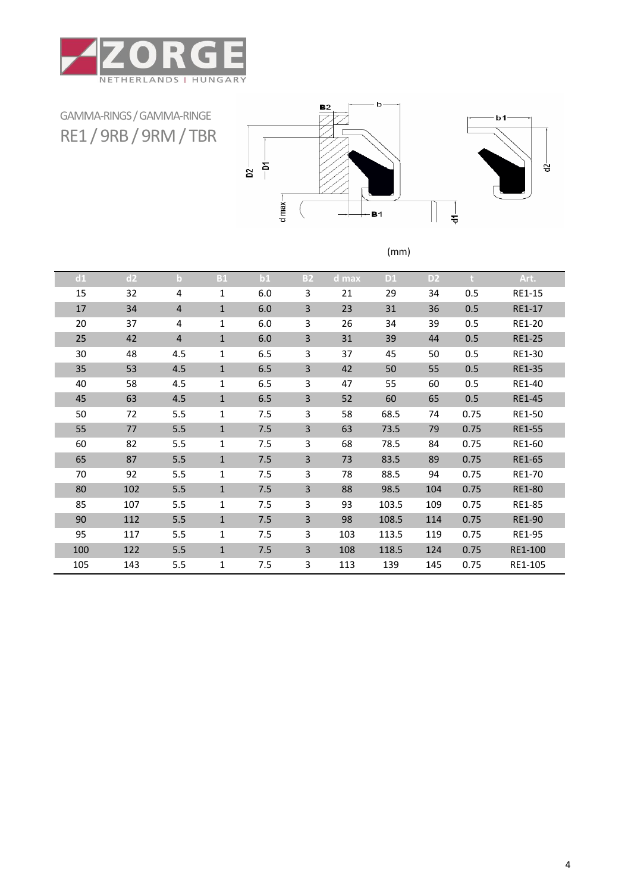GAMMA-RINGS / GAMMA-RINGE

# RE1 / 9RB / 9RM / TBR

(mm)

| d1 | d2 | b | B1 | b1 | B2 | d max | D1 | D2 | t | Art. |
|---|---|---|---|---|---|---|---|---|---|---|
| 15 | 32 | 4 | 1 | 6.0 | 3 | 21 | 29 | 34 | 0.5 | RE1-15 |
| 17 | 34 | 4 | 1 | 6.0 | 3 | 23 | 31 | 36 | 0.5 | RE1-17 |
| 20 | 37 | 4 | 1 | 6.0 | 3 | 26 | 34 | 39 | 0.5 | RE1-20 |
| 25 | 42 | 4 | 1 | 6.0 | 3 | 31 | 39 | 44 | 0.5 | RE1-25 |
| 30 | 48 | 4.5 | 1 | 6.5 | 3 | 37 | 45 | 50 | 0.5 | RE1-30 |
| 35 | 53 | 4.5 | 1 | 6.5 | 3 | 42 | 50 | 55 | 0.5 | RE1-35 |
| 40 | 58 | 4.5 | 1 | 6.5 | 3 | 47 | 55 | 60 | 0.5 | RE1-40 |
| 45 | 63 | 4.5 | 1 | 6.5 | 3 | 52 | 60 | 65 | 0.5 | RE1-45 |
| 50 | 72 | 5.5 | 1 | 7.5 | 3 | 58 | 68.5 | 74 | 0.75 | RE1-50 |
| 55 | 77 | 5.5 | 1 | 7.5 | 3 | 63 | 73.5 | 79 | 0.75 | RE1-55 |
| 60 | 82 | 5.5 | 1 | 7.5 | 3 | 68 | 78.5 | 84 | 0.75 | RE1-60 |
| 65 | 87 | 5.5 | 1 | 7.5 | 3 | 73 | 83.5 | 89 | 0.75 | RE1-65 |
| 70 | 92 | 5.5 | 1 | 7.5 | 3 | 78 | 88.5 | 94 | 0.75 | RE1-70 |
| 80 | 102 | 5.5 | 1 | 7.5 | 3 | 88 | 98.5 | 104 | 0.75 | RE1-80 |
| 85 | 107 | 5.5 | 1 | 7.5 | 3 | 93 | 103.5 | 109 | 0.75 | RE1-85 |
| 90 | 112 | 5.5 | 1 | 7.5 | 3 | 98 | 108.5 | 114 | 0.75 | RE1-90 |
| 95 | 117 | 5.5 | 1 | 7.5 | 3 | 103 | 113.5 | 119 | 0.75 | RE1-95 |
| 100 | 122 | 5.5 | 1 | 7.5 | 3 | 108 | 118.5 | 124 | 0.75 | RE1-100 |
| 105 | 143 | 5.5 | 1 | 7.5 | 3 | 113 | 139 | 145 | 0.75 | RE1-105 |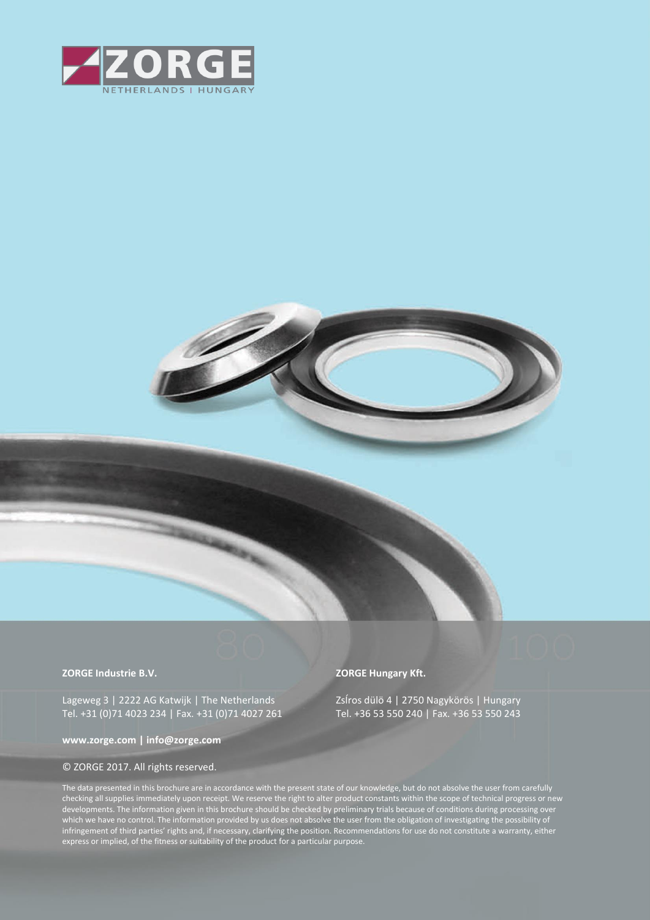ZORGE

NETHERLANDS | HUNGARY

**ZORGE Industrie B.V.**

Lageweg 3 | 2222 AG Katwijk | The Netherlands
Tel. +31 (0)71 4023 234 | Fax. +31 (0)71 4027 261

**ZORGE Hungary Kft.**

Zsíros dülö 4 | 2750 Nagykörös | Hungary
Tel. +36 53 550 240 | Fax. +36 53 550 243

**www.zorge.com | info@zorge.com**

© ZORGE 2017. All rights reserved.

The data presented in this brochure are in accordance with the present state of our knowledge, but do not absolve the user from carefully checking all supplies immediately upon receipt. We reserve the right to alter product constants within the scope of technical progress or new developments. The information given in this brochure should be checked by preliminary trials because of conditions during processing over which we have no control. The information provided by us does not absolve the user from the obligation of investigating the possibility of infringement of third parties' rights and, if necessary, clarifying the position. Recommendations for use do not constitute a warranty, either express or implied, of the fitness or suitability of the product for a particular purpose.